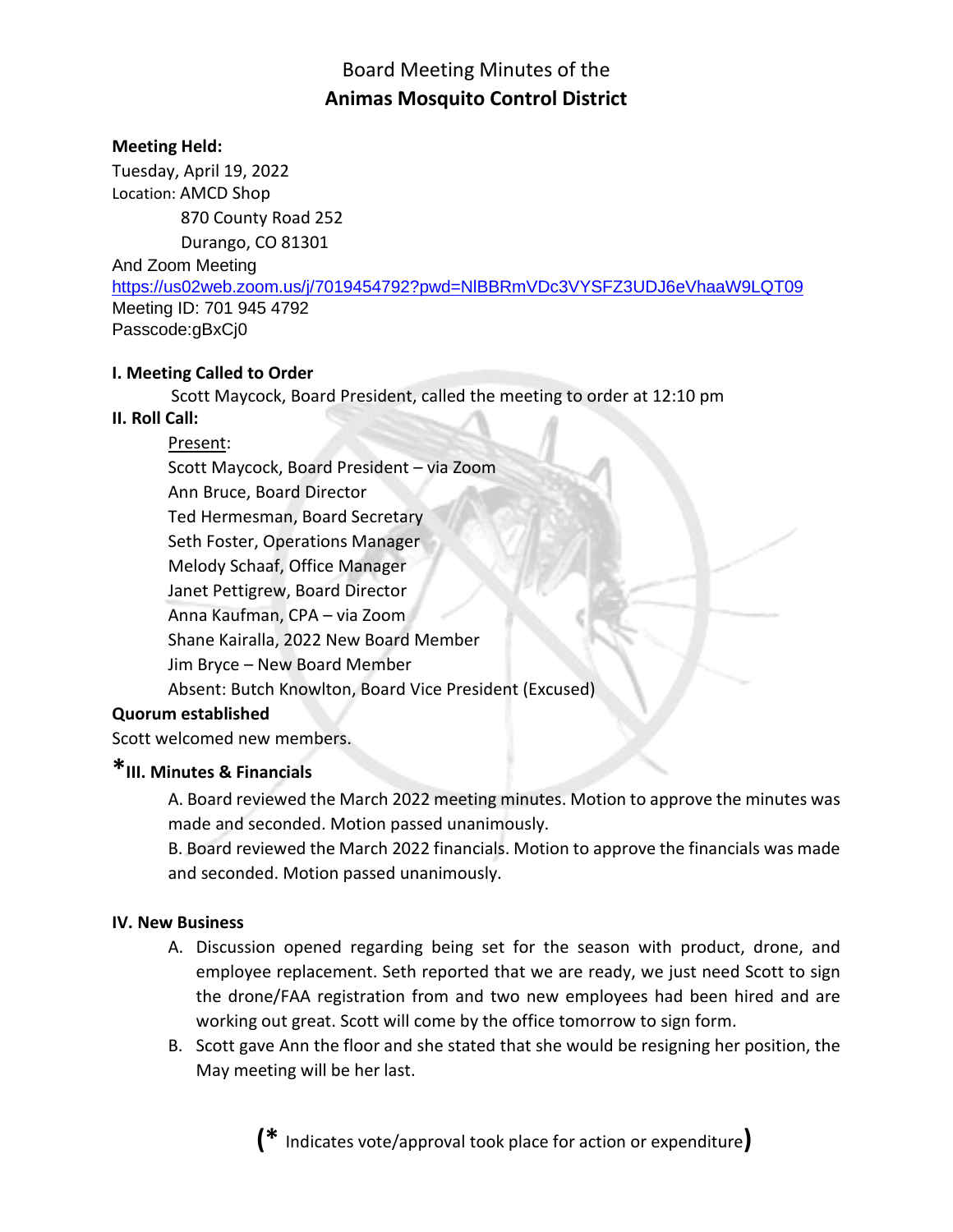# Board Meeting Minutes of the
# **Animas Mosquito Control District**

**Meeting Held:**

Tuesday, April 19, 2022
Location: AMCD Shop
870 County Road 252
Durango, CO 81301
And Zoom Meeting
https://us02web.zoom.us/j/7019454792?pwd=NlBBRmVDc3VYSFZ3UDJ6eVhaaW9LQT09
Meeting ID: 701 945 4792
Passcode:gBxCj0

**I. Meeting Called to Order**

Scott Maycock, Board President, called the meeting to order at 12:10 pm

**II. Roll Call:**

Present:
Scott Maycock, Board President – via Zoom
Ann Bruce, Board Director
Ted Hermesman, Board Secretary
Seth Foster, Operations Manager
Melody Schaaf, Office Manager
Janet Pettigrew, Board Director
Anna Kaufman, CPA – via Zoom
Shane Kairalla, 2022 New Board Member
Jim Bryce – New Board Member
Absent: Butch Knowlton, Board Vice President (Excused)

**Quorum established**

Scott welcomed new members.

**\*III. Minutes & Financials**

A. Board reviewed the March 2022 meeting minutes. Motion to approve the minutes was made and seconded. Motion passed unanimously.

B. Board reviewed the March 2022 financials. Motion to approve the financials was made and seconded. Motion passed unanimously.

**IV. New Business**

A. Discussion opened regarding being set for the season with product, drone, and employee replacement. Seth reported that we are ready, we just need Scott to sign the drone/FAA registration from and two new employees had been hired and are working out great. Scott will come by the office tomorrow to sign form.

B. Scott gave Ann the floor and she stated that she would be resigning her position, the May meeting will be her last.

**(\*** Indicates vote/approval took place for action or expenditure**)**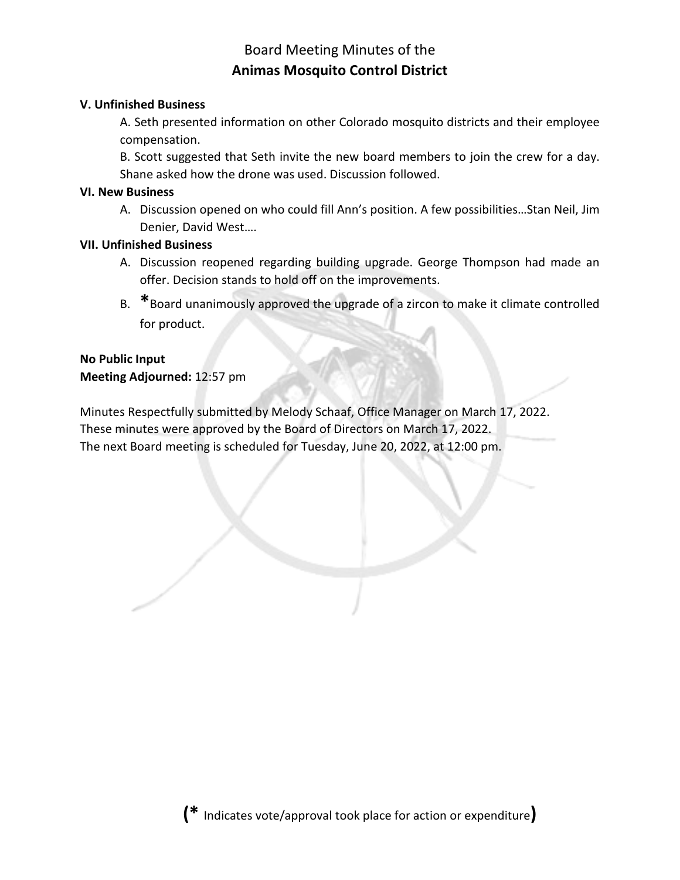Board Meeting Minutes of the

**Animas Mosquito Control District**

**V. Unfinished Business**

A. Seth presented information on other Colorado mosquito districts and their employee compensation.

B. Scott suggested that Seth invite the new board members to join the crew for a day. Shane asked how the drone was used. Discussion followed.

**VI. New Business**

A. Discussion opened on who could fill Ann's position. A few possibilities…Stan Neil, Jim Denier, David West….

**VII. Unfinished Business**

A. Discussion reopened regarding building upgrade. George Thompson had made an offer. Decision stands to hold off on the improvements.

B. **\***Board unanimously approved the upgrade of a zircon to make it climate controlled for product.

**No Public Input**

**Meeting Adjourned:** 12:57 pm

Minutes Respectfully submitted by Melody Schaaf, Office Manager on March 17, 2022.
These minutes were approved by the Board of Directors on March 17, 2022.
The next Board meeting is scheduled for Tuesday, June 20, 2022, at 12:00 pm.

**(\*** Indicates vote/approval took place for action or expenditure**)**